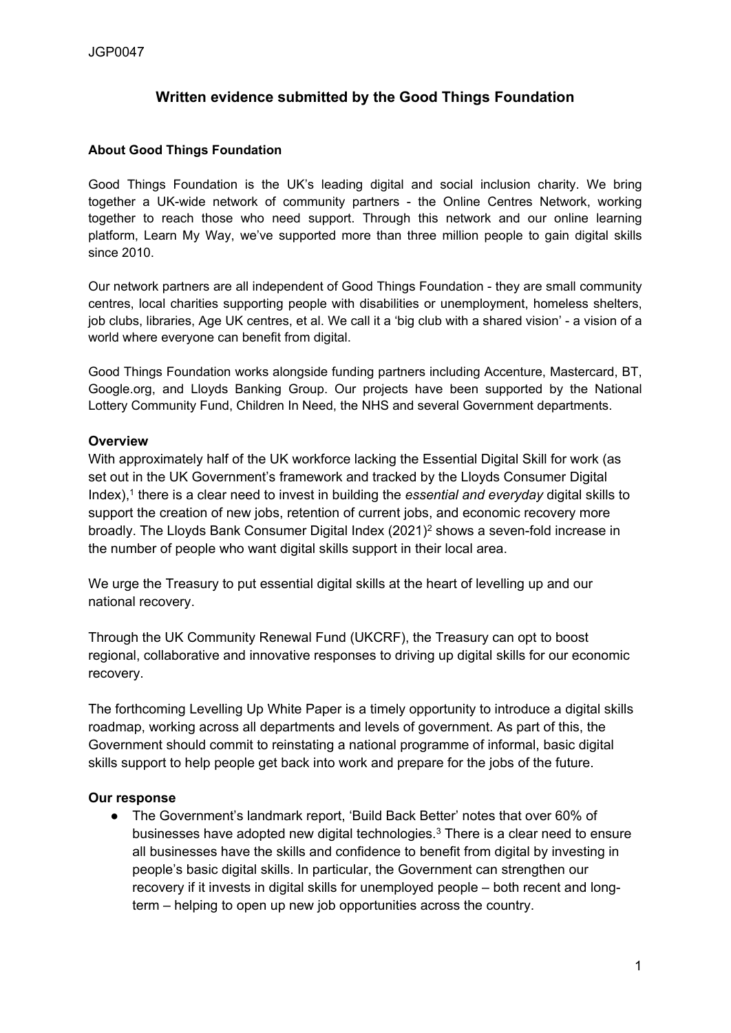JGP0047

# Written evidence submitted by the Good Things Foundation

### About Good Things Foundation

Good Things Foundation is the UK's leading digital and social inclusion charity. We bring together a UK-wide network of community partners - the Online Centres Network, working together to reach those who need support. Through this network and our online learning platform, Learn My Way, we've supported more than three million people to gain digital skills since 2010.

Our network partners are all independent of Good Things Foundation - they are small community centres, local charities supporting people with disabilities or unemployment, homeless shelters, job clubs, libraries, Age UK centres, et al. We call it a 'big club with a shared vision' - a vision of a world where everyone can benefit from digital.

Good Things Foundation works alongside funding partners including Accenture, Mastercard, BT, Google.org, and Lloyds Banking Group. Our projects have been supported by the National Lottery Community Fund, Children In Need, the NHS and several Government departments.

### Overview

With approximately half of the UK workforce lacking the Essential Digital Skill for work (as set out in the UK Government's framework and tracked by the Lloyds Consumer Digital Index),[1] there is a clear need to invest in building the *essential and everyday* digital skills to support the creation of new jobs, retention of current jobs, and economic recovery more broadly. The Lloyds Bank Consumer Digital Index (2021)[2] shows a seven-fold increase in the number of people who want digital skills support in their local area.

We urge the Treasury to put essential digital skills at the heart of levelling up and our national recovery.

Through the UK Community Renewal Fund (UKCRF), the Treasury can opt to boost regional, collaborative and innovative responses to driving up digital skills for our economic recovery.

The forthcoming Levelling Up White Paper is a timely opportunity to introduce a digital skills roadmap, working across all departments and levels of government. As part of this, the Government should commit to reinstating a national programme of informal, basic digital skills support to help people get back into work and prepare for the jobs of the future.

### Our response

- The Government's landmark report, 'Build Back Better' notes that over 60% of businesses have adopted new digital technologies.[3] There is a clear need to ensure all businesses have the skills and confidence to benefit from digital by investing in people's basic digital skills. In particular, the Government can strengthen our recovery if it invests in digital skills for unemployed people – both recent and long-term – helping to open up new job opportunities across the country.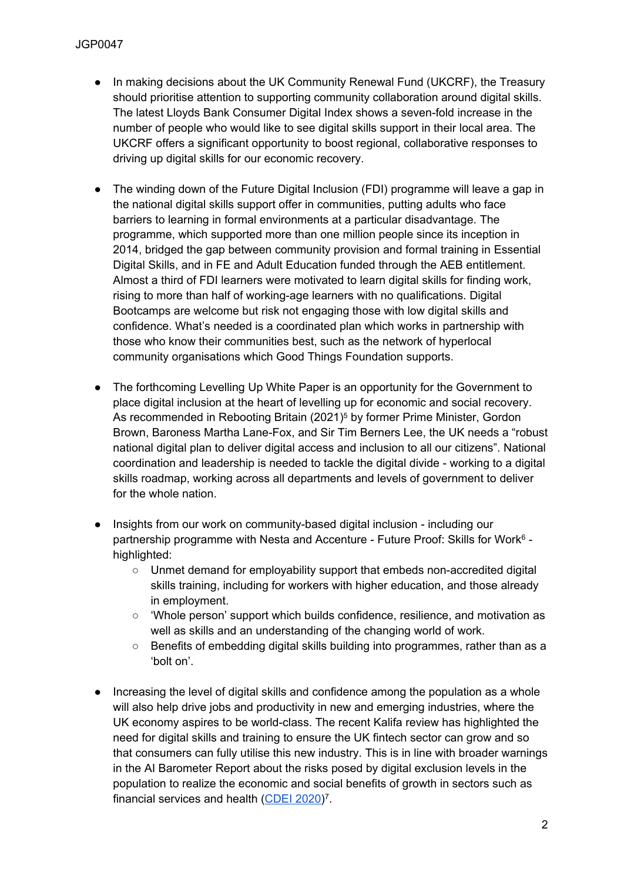- In making decisions about the UK Community Renewal Fund (UKCRF), the Treasury should prioritise attention to supporting community collaboration around digital skills. The latest Lloyds Bank Consumer Digital Index shows a seven-fold increase in the number of people who would like to see digital skills support in their local area. The UKCRF offers a significant opportunity to boost regional, collaborative responses to driving up digital skills for our economic recovery.

- The winding down of the Future Digital Inclusion (FDI) programme will leave a gap in the national digital skills support offer in communities, putting adults who face barriers to learning in formal environments at a particular disadvantage. The programme, which supported more than one million people since its inception in 2014, bridged the gap between community provision and formal training in Essential Digital Skills, and in FE and Adult Education funded through the AEB entitlement. Almost a third of FDI learners were motivated to learn digital skills for finding work, rising to more than half of working-age learners with no qualifications. Digital Bootcamps are welcome but risk not engaging those with low digital skills and confidence. What's needed is a coordinated plan which works in partnership with those who know their communities best, such as the network of hyperlocal community organisations which Good Things Foundation supports.

- The forthcoming Levelling Up White Paper is an opportunity for the Government to place digital inclusion at the heart of levelling up for economic and social recovery. As recommended in Rebooting Britain (2021)[5] by former Prime Minister, Gordon Brown, Baroness Martha Lane-Fox, and Sir Tim Berners Lee, the UK needs a "robust national digital plan to deliver digital access and inclusion to all our citizens". National coordination and leadership is needed to tackle the digital divide - working to a digital skills roadmap, working across all departments and levels of government to deliver for the whole nation.

- Insights from our work on community-based digital inclusion - including our partnership programme with Nesta and Accenture - Future Proof: Skills for Work[6] - highlighted:
    - Unmet demand for employability support that embeds non-accredited digital skills training, including for workers with higher education, and those already in employment.
    - 'Whole person' support which builds confidence, resilience, and motivation as well as skills and an understanding of the changing world of work.
    - Benefits of embedding digital skills building into programmes, rather than as a 'bolt on'.

- Increasing the level of digital skills and confidence among the population as a whole will also help drive jobs and productivity in new and emerging industries, where the UK economy aspires to be world-class. The recent Kalifa review has highlighted the need for digital skills and training to ensure the UK fintech sector can grow and so that consumers can fully utilise this new industry. This is in line with broader warnings in the AI Barometer Report about the risks posed by digital exclusion levels in the population to realize the economic and social benefits of growth in sectors such as financial services and health (CDEI 2020)[7].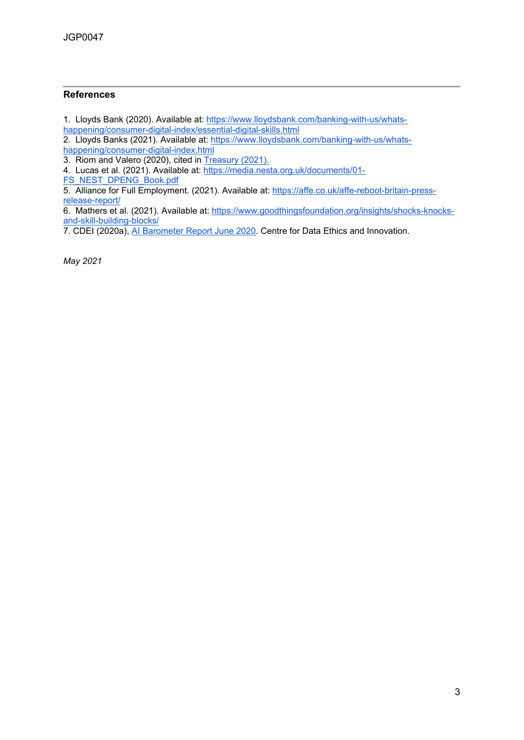## References

1. Lloyds Bank (2020). Available at: https://www.lloydsbank.com/banking-with-us/whats-happening/consumer-digital-index/essential-digital-skills.html
2. Lloyds Banks (2021). Available at: https://www.lloydsbank.com/banking-with-us/whats-happening/consumer-digital-index.html
3. Riom and Valero (2020), cited in Treasury (2021).
4. Lucas et al. (2021). Available at: https://media.nesta.org.uk/documents/01-FS_NEST_DPENG_Book.pdf
5. Alliance for Full Employment. (2021). Available at: https://affe.co.uk/affe-reboot-britain-press-release-report/
6. Mathers et al. (2021). Available at: https://www.goodthingsfoundation.org/insights/shocks-knocks-and-skill-building-blocks/
7. CDEI (2020a), AI Barometer Report June 2020. Centre for Data Ethics and Innovation.

*May 2021*